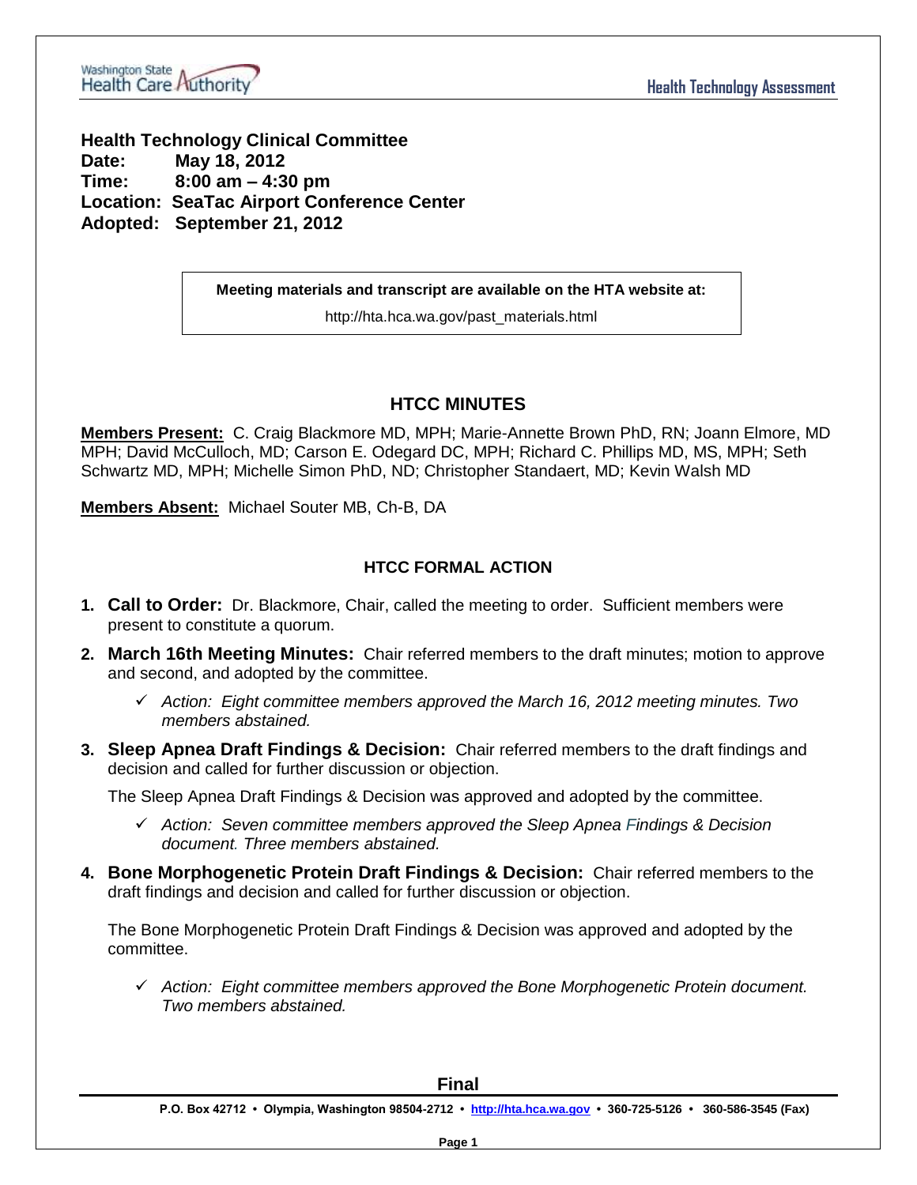**Health Technology Clinical Committee**
**Date: May 18, 2012**
**Time: 8:00 am – 4:30 pm**
**Location: SeaTac Airport Conference Center**
**Adopted: September 21, 2012**

**Meeting materials and transcript are available on the HTA website at:**

http://hta.hca.wa.gov/past_materials.html

## HTCC MINUTES

**Members Present:** C. Craig Blackmore MD, MPH; Marie-Annette Brown PhD, RN; Joann Elmore, MD MPH; David McCulloch, MD; Carson E. Odegard DC, MPH; Richard C. Phillips MD, MS, MPH; Seth Schwartz MD, MPH; Michelle Simon PhD, ND; Christopher Standaert, MD; Kevin Walsh MD

**Members Absent:** Michael Souter MB, Ch-B, DA

### HTCC FORMAL ACTION

1. **Call to Order:** Dr. Blackmore, Chair, called the meeting to order. Sufficient members were present to constitute a quorum.
2. **March 16th Meeting Minutes:** Chair referred members to the draft minutes; motion to approve and second, and adopted by the committee.
   - ✓ *Action: Eight committee members approved the March 16, 2012 meeting minutes. Two members abstained.*
3. **Sleep Apnea Draft Findings & Decision:** Chair referred members to the draft findings and decision and called for further discussion or objection.

   The Sleep Apnea Draft Findings & Decision was approved and adopted by the committee.

   - ✓ *Action: Seven committee members approved the Sleep Apnea Findings & Decision document. Three members abstained.*
4. **Bone Morphogenetic Protein Draft Findings & Decision:** Chair referred members to the draft findings and decision and called for further discussion or objection.

   The Bone Morphogenetic Protein Draft Findings & Decision was approved and adopted by the committee.

   - ✓ *Action: Eight committee members approved the Bone Morphogenetic Protein document. Two members abstained.*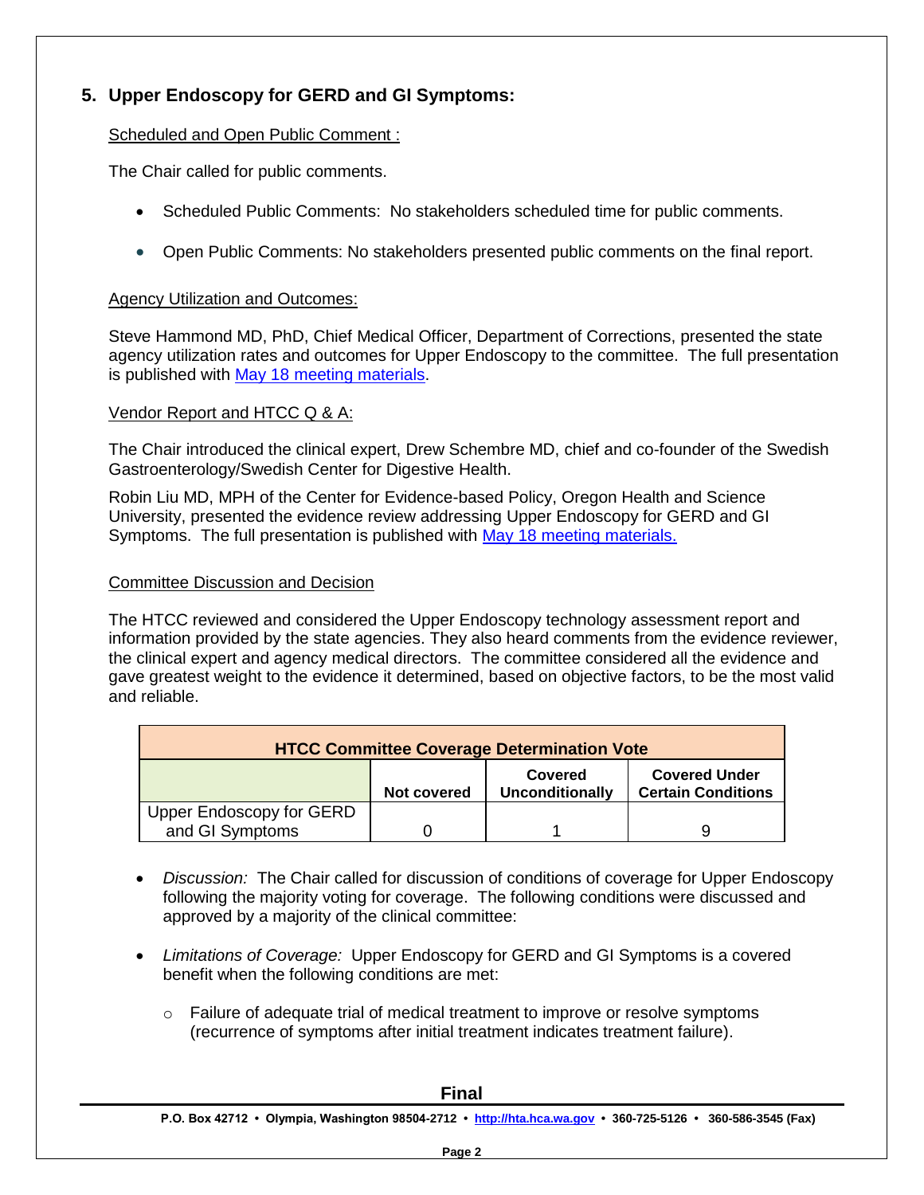## 5. Upper Endoscopy for GERD and GI Symptoms:

Scheduled and Open Public Comment :

The Chair called for public comments.

- Scheduled Public Comments: No stakeholders scheduled time for public comments.
- Open Public Comments: No stakeholders presented public comments on the final report.

Agency Utilization and Outcomes:

Steve Hammond MD, PhD, Chief Medical Officer, Department of Corrections, presented the state agency utilization rates and outcomes for Upper Endoscopy to the committee. The full presentation is published with [May 18 meeting materials](#).

Vendor Report and HTCC Q & A:

The Chair introduced the clinical expert, Drew Schembre MD, chief and co-founder of the Swedish Gastroenterology/Swedish Center for Digestive Health.

Robin Liu MD, MPH of the Center for Evidence-based Policy, Oregon Health and Science University, presented the evidence review addressing Upper Endoscopy for GERD and GI Symptoms. The full presentation is published with [May 18 meeting materials.](#)

Committee Discussion and Decision

The HTCC reviewed and considered the Upper Endoscopy technology assessment report and information provided by the state agencies. They also heard comments from the evidence reviewer, the clinical expert and agency medical directors. The committee considered all the evidence and gave greatest weight to the evidence it determined, based on objective factors, to be the most valid and reliable.

| HTCC Committee Coverage Determination Vote | | | |
|---|---|---|---|
| | **Not covered** | **Covered Unconditionally** | **Covered Under Certain Conditions** |
| Upper Endoscopy for GERD and GI Symptoms | 0 | 1 | 9 |

- *Discussion:* The Chair called for discussion of conditions of coverage for Upper Endoscopy following the majority voting for coverage. The following conditions were discussed and approved by a majority of the clinical committee:
- *Limitations of Coverage:* Upper Endoscopy for GERD and GI Symptoms is a covered benefit when the following conditions are met:
  - Failure of adequate trial of medical treatment to improve or resolve symptoms (recurrence of symptoms after initial treatment indicates treatment failure).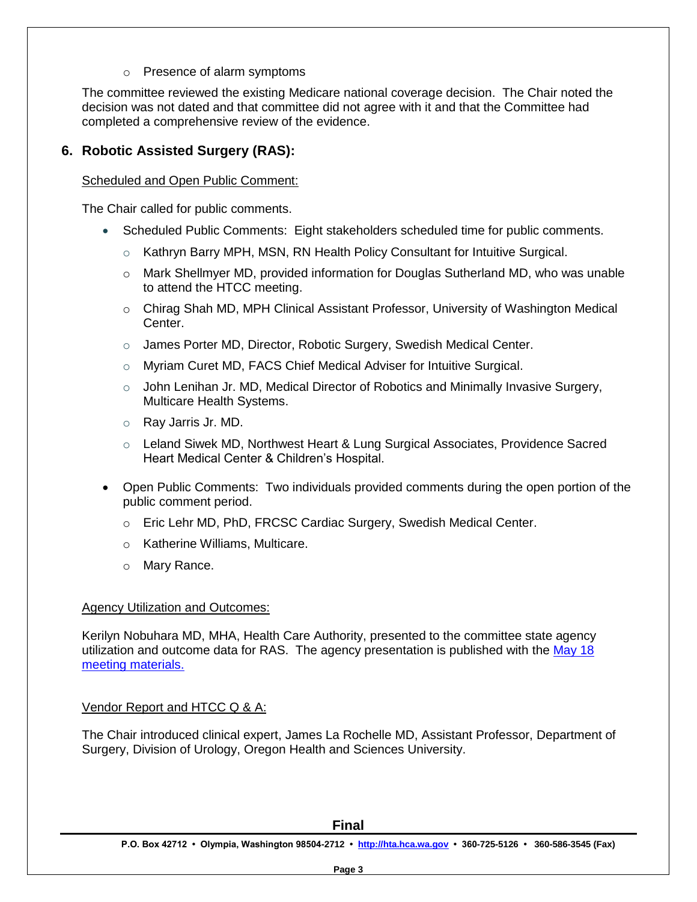- Presence of alarm symptoms

The committee reviewed the existing Medicare national coverage decision. The Chair noted the decision was not dated and that committee did not agree with it and that the Committee had completed a comprehensive review of the evidence.

## 6. Robotic Assisted Surgery (RAS):

Scheduled and Open Public Comment:

The Chair called for public comments.

- Scheduled Public Comments: Eight stakeholders scheduled time for public comments.
  - Kathryn Barry MPH, MSN, RN Health Policy Consultant for Intuitive Surgical.
  - Mark Shellmyer MD, provided information for Douglas Sutherland MD, who was unable to attend the HTCC meeting.
  - Chirag Shah MD, MPH Clinical Assistant Professor, University of Washington Medical Center.
  - James Porter MD, Director, Robotic Surgery, Swedish Medical Center.
  - Myriam Curet MD, FACS Chief Medical Adviser for Intuitive Surgical.
  - John Lenihan Jr. MD, Medical Director of Robotics and Minimally Invasive Surgery, Multicare Health Systems.
  - Ray Jarris Jr. MD.
  - Leland Siwek MD, Northwest Heart & Lung Surgical Associates, Providence Sacred Heart Medical Center & Children's Hospital.
- Open Public Comments: Two individuals provided comments during the open portion of the public comment period.
  - Eric Lehr MD, PhD, FRCSC Cardiac Surgery, Swedish Medical Center.
  - Katherine Williams, Multicare.
  - Mary Rance.

Agency Utilization and Outcomes:

Kerilyn Nobuhara MD, MHA, Health Care Authority, presented to the committee state agency utilization and outcome data for RAS. The agency presentation is published with the [May 18 meeting materials.](http://hta.hca.wa.gov)

Vendor Report and HTCC Q & A:

The Chair introduced clinical expert, James La Rochelle MD, Assistant Professor, Department of Surgery, Division of Urology, Oregon Health and Sciences University.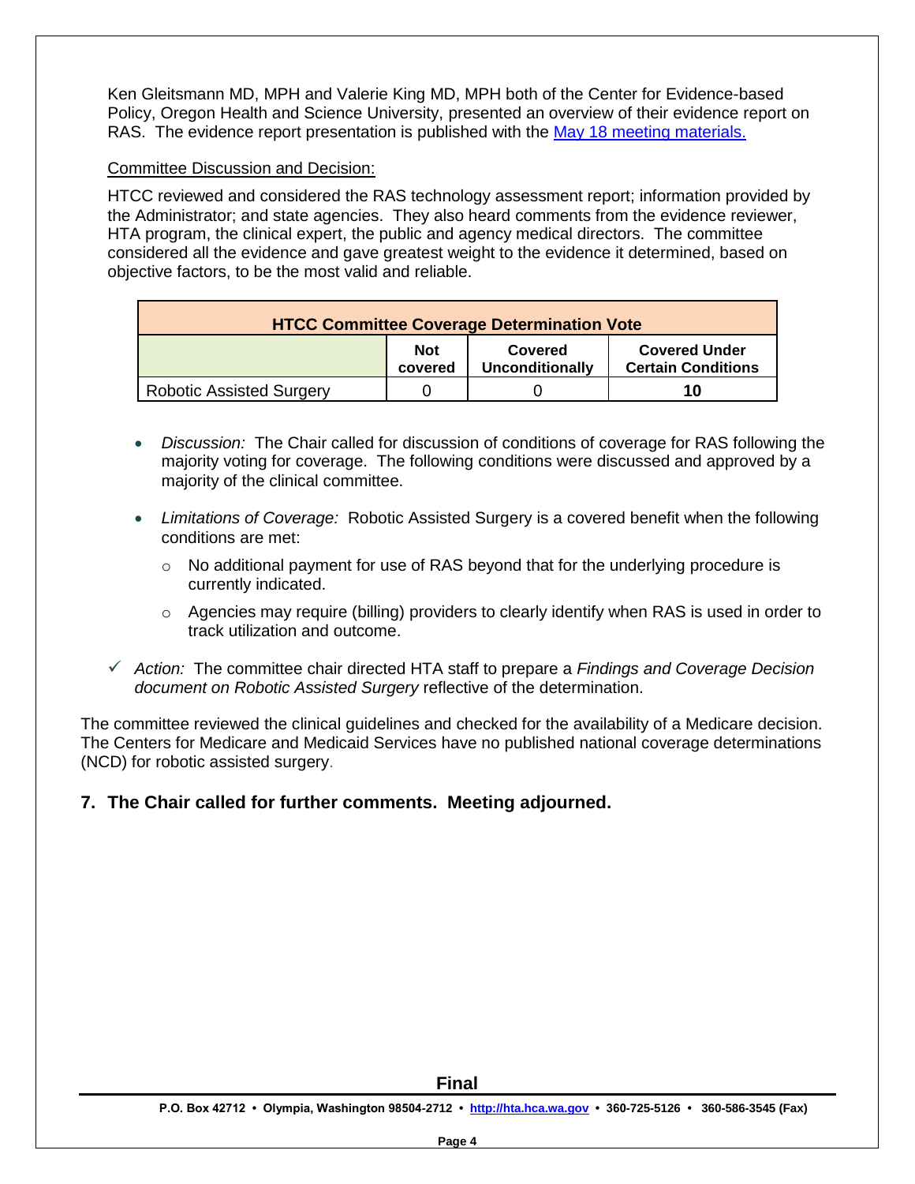Ken Gleitsmann MD, MPH and Valerie King MD, MPH both of the Center for Evidence-based Policy, Oregon Health and Science University, presented an overview of their evidence report on RAS. The evidence report presentation is published with the [May 18 meeting materials.]()

Committee Discussion and Decision:

HTCC reviewed and considered the RAS technology assessment report; information provided by the Administrator; and state agencies. They also heard comments from the evidence reviewer, HTA program, the clinical expert, the public and agency medical directors. The committee considered all the evidence and gave greatest weight to the evidence it determined, based on objective factors, to be the most valid and reliable.

| HTCC Committee Coverage Determination Vote | | | |
|---|---|---|---|
| | **Not covered** | **Covered Unconditionally** | **Covered Under Certain Conditions** |
| Robotic Assisted Surgery | 0 | 0 | **10** |

- *Discussion:* The Chair called for discussion of conditions of coverage for RAS following the majority voting for coverage. The following conditions were discussed and approved by a majority of the clinical committee.

- *Limitations of Coverage:* Robotic Assisted Surgery is a covered benefit when the following conditions are met:
  - No additional payment for use of RAS beyond that for the underlying procedure is currently indicated.
  - Agencies may require (billing) providers to clearly identify when RAS is used in order to track utilization and outcome.

✓ *Action:* The committee chair directed HTA staff to prepare a *Findings and Coverage Decision document on Robotic Assisted Surgery* reflective of the determination.

The committee reviewed the clinical guidelines and checked for the availability of a Medicare decision. The Centers for Medicare and Medicaid Services have no published national coverage determinations (NCD) for robotic assisted surgery.

## 7. The Chair called for further comments. Meeting adjourned.